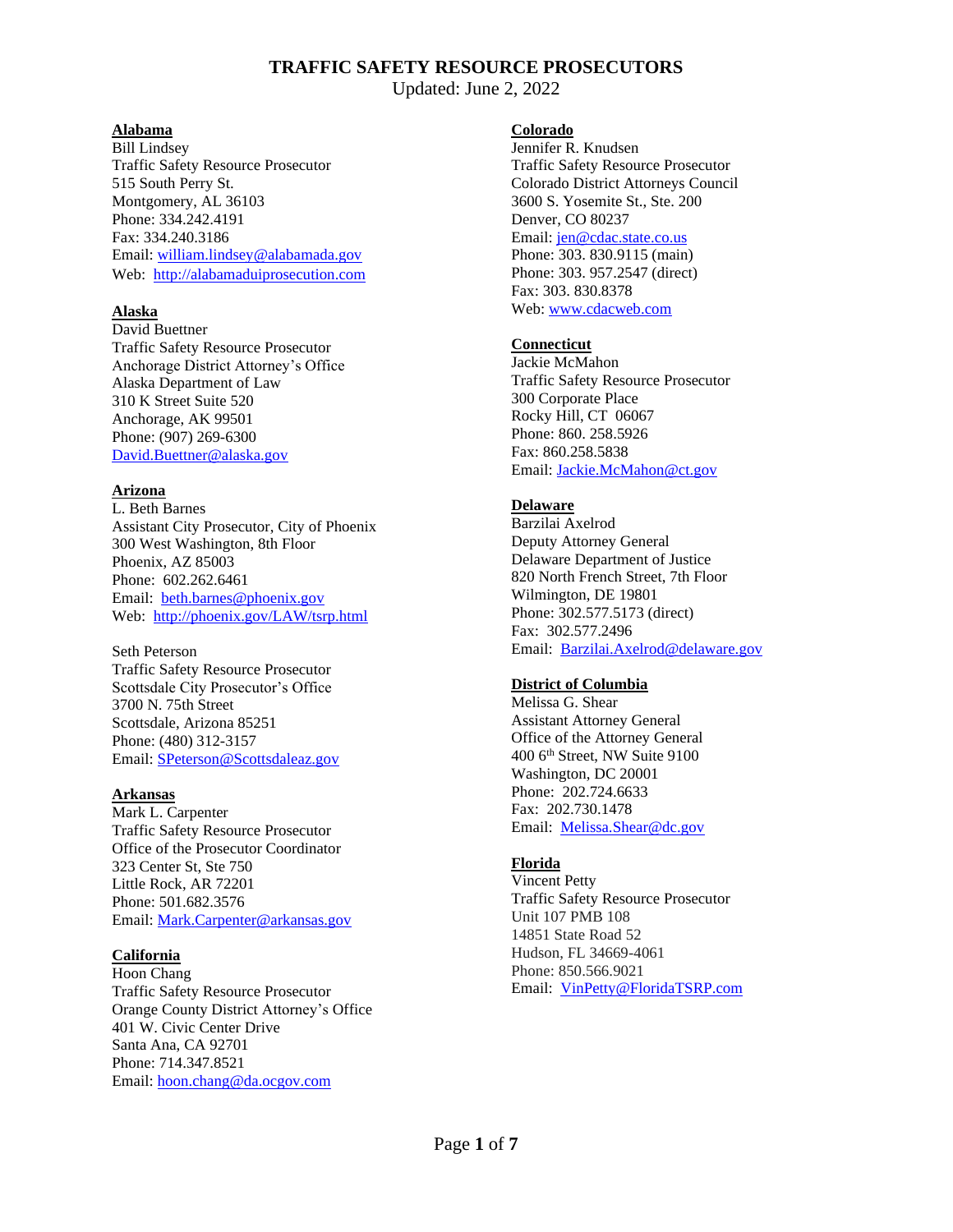# TRAFFIC SAFETY RESOURCE PROSECUTORS

Updated: June 2, 2022

**Alabama**

Bill Lindsey
Traffic Safety Resource Prosecutor
515 South Perry St.
Montgomery, AL 36103
Phone: 334.242.4191
Fax: 334.240.3186
Email: william.lindsey@alabamada.gov
Web: http://alabamaduiprosecution.com

**Alaska**

David Buettner
Traffic Safety Resource Prosecutor
Anchorage District Attorney's Office
Alaska Department of Law
310 K Street Suite 520
Anchorage, AK 99501
Phone: (907) 269-6300
David.Buettner@alaska.gov

**Arizona**

L. Beth Barnes
Assistant City Prosecutor, City of Phoenix
300 West Washington, 8th Floor
Phoenix, AZ 85003
Phone: 602.262.6461
Email: beth.barnes@phoenix.gov
Web: http://phoenix.gov/LAW/tsrp.html

Seth Peterson
Traffic Safety Resource Prosecutor
Scottsdale City Prosecutor's Office
3700 N. 75th Street
Scottsdale, Arizona 85251
Phone: (480) 312-3157
Email: SPeterson@Scottsdaleaz.gov

**Arkansas**

Mark L. Carpenter
Traffic Safety Resource Prosecutor
Office of the Prosecutor Coordinator
323 Center St, Ste 750
Little Rock, AR 72201
Phone: 501.682.3576
Email: Mark.Carpenter@arkansas.gov

**California**

Hoon Chang
Traffic Safety Resource Prosecutor
Orange County District Attorney's Office
401 W. Civic Center Drive
Santa Ana, CA 92701
Phone: 714.347.8521
Email: hoon.chang@da.ocgov.com

**Colorado**

Jennifer R. Knudsen
Traffic Safety Resource Prosecutor
Colorado District Attorneys Council
3600 S. Yosemite St., Ste. 200
Denver, CO 80237
Email: jen@cdac.state.co.us
Phone: 303. 830.9115 (main)
Phone: 303. 957.2547 (direct)
Fax: 303. 830.8378
Web: www.cdacweb.com

**Connecticut**

Jackie McMahon
Traffic Safety Resource Prosecutor
300 Corporate Place
Rocky Hill, CT 06067
Phone: 860. 258.5926
Fax: 860.258.5838
Email: Jackie.McMahon@ct.gov

**Delaware**

Barzilai Axelrod
Deputy Attorney General
Delaware Department of Justice
820 North French Street, 7th Floor
Wilmington, DE 19801
Phone: 302.577.5173 (direct)
Fax: 302.577.2496
Email: Barzilai.Axelrod@delaware.gov

**District of Columbia**

Melissa G. Shear
Assistant Attorney General
Office of the Attorney General
400 6th Street, NW Suite 9100
Washington, DC 20001
Phone: 202.724.6633
Fax: 202.730.1478
Email: Melissa.Shear@dc.gov

**Florida**

Vincent Petty
Traffic Safety Resource Prosecutor
Unit 107 PMB 108
14851 State Road 52
Hudson, FL 34669-4061
Phone: 850.566.9021
Email: VinPetty@FloridaTSRP.com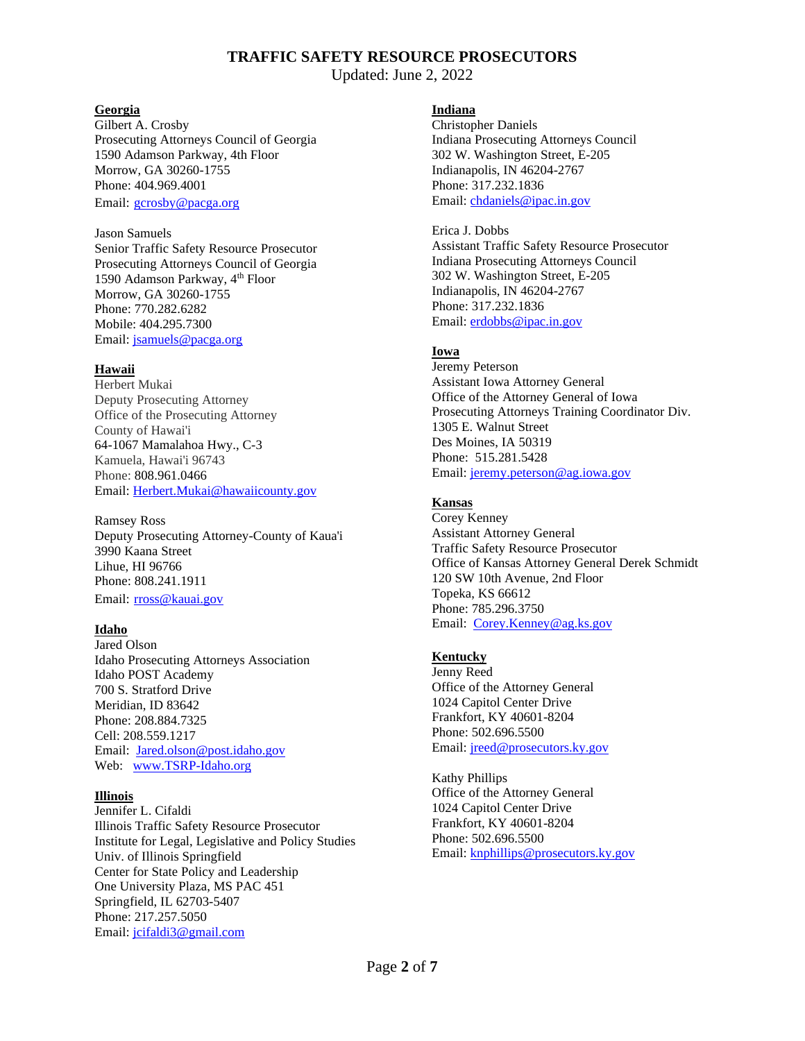# TRAFFIC SAFETY RESOURCE PROSECUTORS

Updated: June 2, 2022

**Georgia**

Gilbert A. Crosby
Prosecuting Attorneys Council of Georgia
1590 Adamson Parkway, 4th Floor
Morrow, GA 30260-1755
Phone: 404.969.4001
Email: gcrosby@pacga.org

Jason Samuels
Senior Traffic Safety Resource Prosecutor
Prosecuting Attorneys Council of Georgia
1590 Adamson Parkway, 4th Floor
Morrow, GA 30260-1755
Phone: 770.282.6282
Mobile: 404.295.7300
Email: jsamuels@pacga.org

**Hawaii**

Herbert Mukai
Deputy Prosecuting Attorney
Office of the Prosecuting Attorney
County of Hawai'i
64-1067 Mamalahoa Hwy., C-3
Kamuela, Hawai'i 96743
Phone: 808.961.0466
Email: Herbert.Mukai@hawaiicounty.gov

Ramsey Ross
Deputy Prosecuting Attorney-County of Kaua'i
3990 Kaana Street
Lihue, HI 96766
Phone: 808.241.1911
Email: rross@kauai.gov

**Idaho**

Jared Olson
Idaho Prosecuting Attorneys Association
Idaho POST Academy
700 S. Stratford Drive
Meridian, ID 83642
Phone: 208.884.7325
Cell: 208.559.1217
Email: Jared.olson@post.idaho.gov
Web: www.TSRP-Idaho.org

**Illinois**

Jennifer L. Cifaldi
Illinois Traffic Safety Resource Prosecutor
Institute for Legal, Legislative and Policy Studies
Univ. of Illinois Springfield
Center for State Policy and Leadership
One University Plaza, MS PAC 451
Springfield, IL 62703-5407
Phone: 217.257.5050
Email: jcifaldi3@gmail.com

**Indiana**

Christopher Daniels
Indiana Prosecuting Attorneys Council
302 W. Washington Street, E-205
Indianapolis, IN 46204-2767
Phone: 317.232.1836
Email: chdaniels@ipac.in.gov

Erica J. Dobbs
Assistant Traffic Safety Resource Prosecutor
Indiana Prosecuting Attorneys Council
302 W. Washington Street, E-205
Indianapolis, IN 46204-2767
Phone: 317.232.1836
Email: erdobbs@ipac.in.gov

**Iowa**

Jeremy Peterson
Assistant Iowa Attorney General
Office of the Attorney General of Iowa
Prosecuting Attorneys Training Coordinator Div.
1305 E. Walnut Street
Des Moines, IA 50319
Phone: 515.281.5428
Email: jeremy.peterson@ag.iowa.gov

**Kansas**

Corey Kenney
Assistant Attorney General
Traffic Safety Resource Prosecutor
Office of Kansas Attorney General Derek Schmidt
120 SW 10th Avenue, 2nd Floor
Topeka, KS 66612
Phone: 785.296.3750
Email: Corey.Kenney@ag.ks.gov

**Kentucky**

Jenny Reed
Office of the Attorney General
1024 Capitol Center Drive
Frankfort, KY 40601-8204
Phone: 502.696.5500
Email: jreed@prosecutors.ky.gov

Kathy Phillips
Office of the Attorney General
1024 Capitol Center Drive
Frankfort, KY 40601-8204
Phone: 502.696.5500
Email: knphillips@prosecutors.ky.gov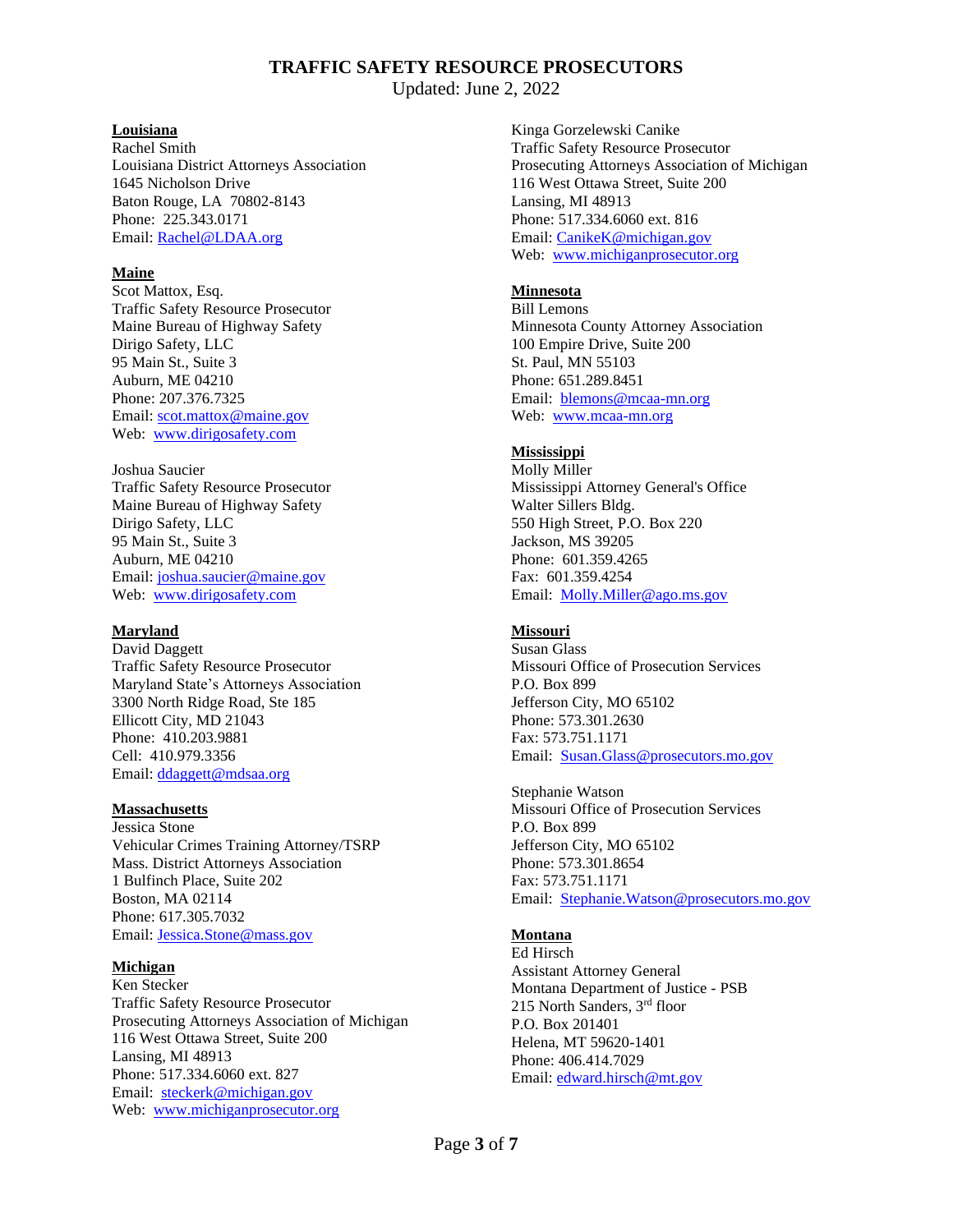# TRAFFIC SAFETY RESOURCE PROSECUTORS

Updated: June 2, 2022

**Louisiana**

Rachel Smith
Louisiana District Attorneys Association
1645 Nicholson Drive
Baton Rouge, LA 70802-8143
Phone: 225.343.0171
Email: Rachel@LDAA.org

**Maine**

Scot Mattox, Esq.
Traffic Safety Resource Prosecutor
Maine Bureau of Highway Safety
Dirigo Safety, LLC
95 Main St., Suite 3
Auburn, ME 04210
Phone: 207.376.7325
Email: scot.mattox@maine.gov
Web: www.dirigosafety.com

Joshua Saucier
Traffic Safety Resource Prosecutor
Maine Bureau of Highway Safety
Dirigo Safety, LLC
95 Main St., Suite 3
Auburn, ME 04210
Email: joshua.saucier@maine.gov
Web: www.dirigosafety.com

**Maryland**

David Daggett
Traffic Safety Resource Prosecutor
Maryland State's Attorneys Association
3300 North Ridge Road, Ste 185
Ellicott City, MD 21043
Phone: 410.203.9881
Cell: 410.979.3356
Email: ddaggett@mdsaa.org

**Massachusetts**

Jessica Stone
Vehicular Crimes Training Attorney/TSRP
Mass. District Attorneys Association
1 Bulfinch Place, Suite 202
Boston, MA 02114
Phone: 617.305.7032
Email: Jessica.Stone@mass.gov

**Michigan**

Ken Stecker
Traffic Safety Resource Prosecutor
Prosecuting Attorneys Association of Michigan
116 West Ottawa Street, Suite 200
Lansing, MI 48913
Phone: 517.334.6060 ext. 827
Email: steckerk@michigan.gov
Web: www.michiganprosecutor.org

Kinga Gorzelewski Canike
Traffic Safety Resource Prosecutor
Prosecuting Attorneys Association of Michigan
116 West Ottawa Street, Suite 200
Lansing, MI 48913
Phone: 517.334.6060 ext. 816
Email: CanikeK@michigan.gov
Web: www.michiganprosecutor.org

**Minnesota**

Bill Lemons
Minnesota County Attorney Association
100 Empire Drive, Suite 200
St. Paul, MN 55103
Phone: 651.289.8451
Email: blemons@mcaa-mn.org
Web: www.mcaa-mn.org

**Mississippi**

Molly Miller
Mississippi Attorney General's Office
Walter Sillers Bldg.
550 High Street, P.O. Box 220
Jackson, MS 39205
Phone: 601.359.4265
Fax: 601.359.4254
Email: Molly.Miller@ago.ms.gov

**Missouri**

Susan Glass
Missouri Office of Prosecution Services
P.O. Box 899
Jefferson City, MO 65102
Phone: 573.301.2630
Fax: 573.751.1171
Email: Susan.Glass@prosecutors.mo.gov

Stephanie Watson
Missouri Office of Prosecution Services
P.O. Box 899
Jefferson City, MO 65102
Phone: 573.301.8654
Fax: 573.751.1171
Email: Stephanie.Watson@prosecutors.mo.gov

**Montana**

Ed Hirsch
Assistant Attorney General
Montana Department of Justice - PSB
215 North Sanders, 3rd floor
P.O. Box 201401
Helena, MT 59620-1401
Phone: 406.414.7029
Email: edward.hirsch@mt.gov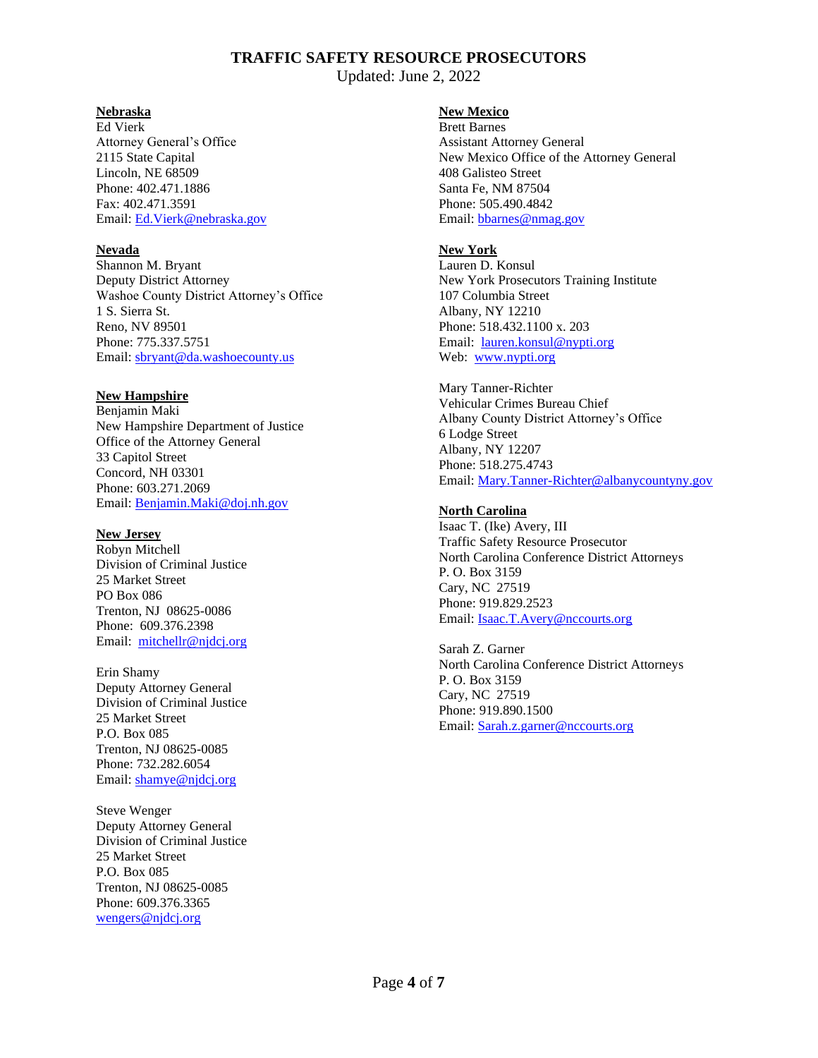# TRAFFIC SAFETY RESOURCE PROSECUTORS

Updated: June 2, 2022

**Nebraska**

Ed Vierk
Attorney General's Office
2115 State Capital
Lincoln, NE 68509
Phone: 402.471.1886
Fax: 402.471.3591
Email: Ed.Vierk@nebraska.gov

**Nevada**

Shannon M. Bryant
Deputy District Attorney
Washoe County District Attorney's Office
1 S. Sierra St.
Reno, NV 89501
Phone: 775.337.5751
Email: sbryant@da.washoecounty.us

**New Hampshire**

Benjamin Maki
New Hampshire Department of Justice
Office of the Attorney General
33 Capitol Street
Concord, NH 03301
Phone: 603.271.2069
Email: Benjamin.Maki@doj.nh.gov

**New Jersey**

Robyn Mitchell
Division of Criminal Justice
25 Market Street
PO Box 086
Trenton, NJ 08625-0086
Phone: 609.376.2398
Email: mitchellr@njdcj.org

Erin Shamy
Deputy Attorney General
Division of Criminal Justice
25 Market Street
P.O. Box 085
Trenton, NJ 08625-0085
Phone: 732.282.6054
Email: shamye@njdcj.org

Steve Wenger
Deputy Attorney General
Division of Criminal Justice
25 Market Street
P.O. Box 085
Trenton, NJ 08625-0085
Phone: 609.376.3365
wengers@njdcj.org

**New Mexico**

Brett Barnes
Assistant Attorney General
New Mexico Office of the Attorney General
408 Galisteo Street
Santa Fe, NM 87504
Phone: 505.490.4842
Email: bbarnes@nmag.gov

**New York**

Lauren D. Konsul
New York Prosecutors Training Institute
107 Columbia Street
Albany, NY 12210
Phone: 518.432.1100 x. 203
Email: lauren.konsul@nypti.org
Web: www.nypti.org

Mary Tanner-Richter
Vehicular Crimes Bureau Chief
Albany County District Attorney's Office
6 Lodge Street
Albany, NY 12207
Phone: 518.275.4743
Email: Mary.Tanner-Richter@albanycountyny.gov

**North Carolina**

Isaac T. (Ike) Avery, III
Traffic Safety Resource Prosecutor
North Carolina Conference District Attorneys
P. O. Box 3159
Cary, NC 27519
Phone: 919.829.2523
Email: Isaac.T.Avery@nccourts.org

Sarah Z. Garner
North Carolina Conference District Attorneys
P. O. Box 3159
Cary, NC 27519
Phone: 919.890.1500
Email: Sarah.z.garner@nccourts.org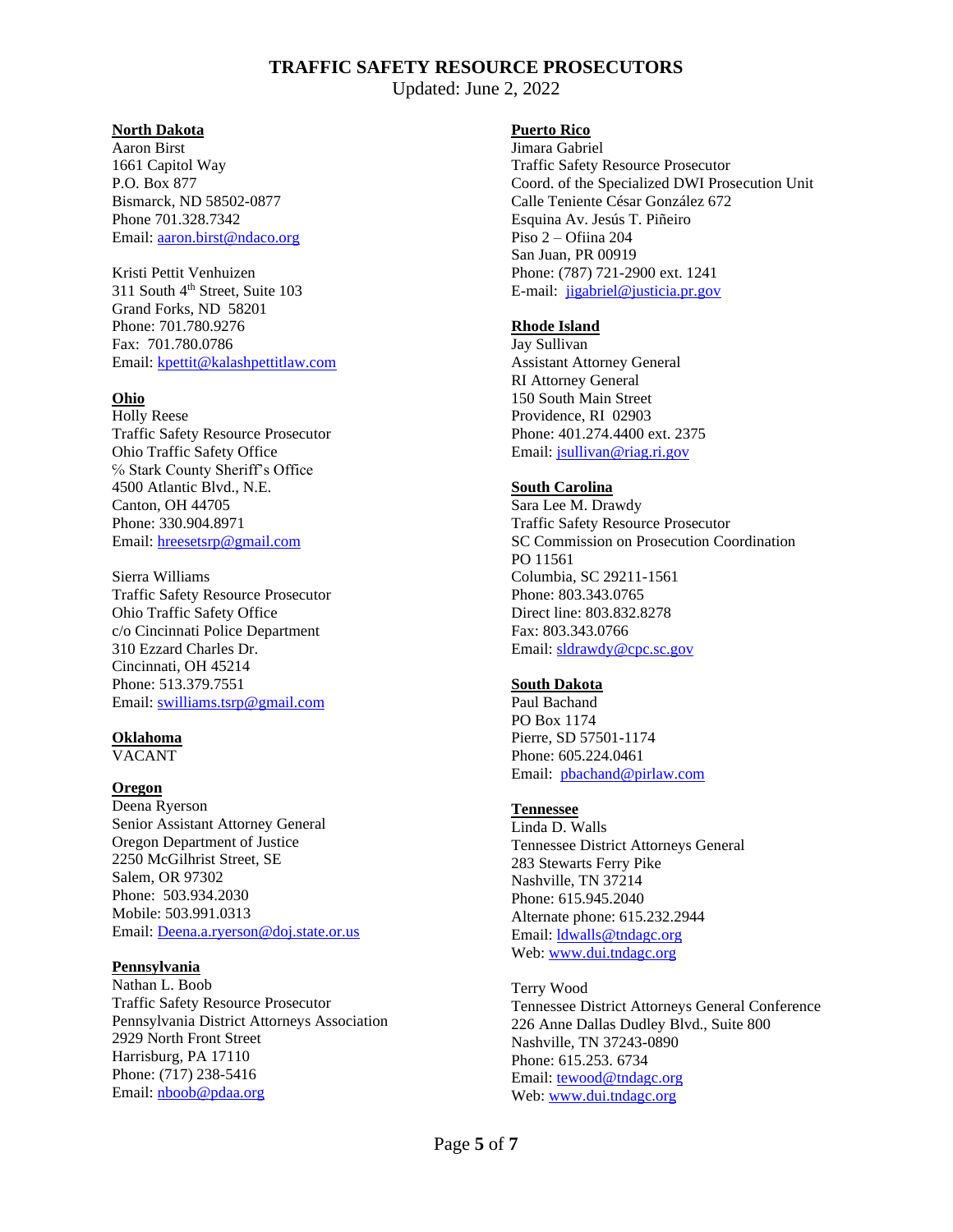# TRAFFIC SAFETY RESOURCE PROSECUTORS

Updated: June 2, 2022

**North Dakota**
Aaron Birst
1661 Capitol Way
P.O. Box 877
Bismarck, ND 58502-0877
Phone 701.328.7342
Email: aaron.birst@ndaco.org

Kristi Pettit Venhuizen
311 South 4th Street, Suite 103
Grand Forks, ND 58201
Phone: 701.780.9276
Fax: 701.780.0786
Email: kpettit@kalashpettitlaw.com

**Ohio**
Holly Reese
Traffic Safety Resource Prosecutor
Ohio Traffic Safety Office
℅ Stark County Sheriff's Office
4500 Atlantic Blvd., N.E.
Canton, OH 44705
Phone: 330.904.8971
Email: hreesetsrp@gmail.com

Sierra Williams
Traffic Safety Resource Prosecutor
Ohio Traffic Safety Office
c/o Cincinnati Police Department
310 Ezzard Charles Dr.
Cincinnati, OH 45214
Phone: 513.379.7551
Email: swilliams.tsrp@gmail.com

**Oklahoma**
VACANT

**Oregon**
Deena Ryerson
Senior Assistant Attorney General
Oregon Department of Justice
2250 McGilhrist Street, SE
Salem, OR 97302
Phone: 503.934.2030
Mobile: 503.991.0313
Email: Deena.a.ryerson@doj.state.or.us

**Pennsylvania**
Nathan L. Boob
Traffic Safety Resource Prosecutor
Pennsylvania District Attorneys Association
2929 North Front Street
Harrisburg, PA 17110
Phone: (717) 238-5416
Email: nboob@pdaa.org

**Puerto Rico**
Jimara Gabriel
Traffic Safety Resource Prosecutor
Coord. of the Specialized DWI Prosecution Unit
Calle Teniente César González 672
Esquina Av. Jesús T. Piñeiro
Piso 2 – Ofiina 204
San Juan, PR 00919
Phone: (787) 721-2900 ext. 1241
E-mail: jigabriel@justicia.pr.gov

**Rhode Island**
Jay Sullivan
Assistant Attorney General
RI Attorney General
150 South Main Street
Providence, RI 02903
Phone: 401.274.4400 ext. 2375
Email: jsullivan@riag.ri.gov

**South Carolina**
Sara Lee M. Drawdy
Traffic Safety Resource Prosecutor
SC Commission on Prosecution Coordination
PO 11561
Columbia, SC 29211-1561
Phone: 803.343.0765
Direct line: 803.832.8278
Fax: 803.343.0766
Email: sldrawdy@cpc.sc.gov

**South Dakota**
Paul Bachand
PO Box 1174
Pierre, SD 57501-1174
Phone: 605.224.0461
Email: pbachand@pirlaw.com

**Tennessee**
Linda D. Walls
Tennessee District Attorneys General
283 Stewarts Ferry Pike
Nashville, TN 37214
Phone: 615.945.2040
Alternate phone: 615.232.2944
Email: ldwalls@tndagc.org
Web: www.dui.tndagc.org

Terry Wood
Tennessee District Attorneys General Conference
226 Anne Dallas Dudley Blvd., Suite 800
Nashville, TN 37243-0890
Phone: 615.253. 6734
Email: tewood@tndagc.org
Web: www.dui.tndagc.org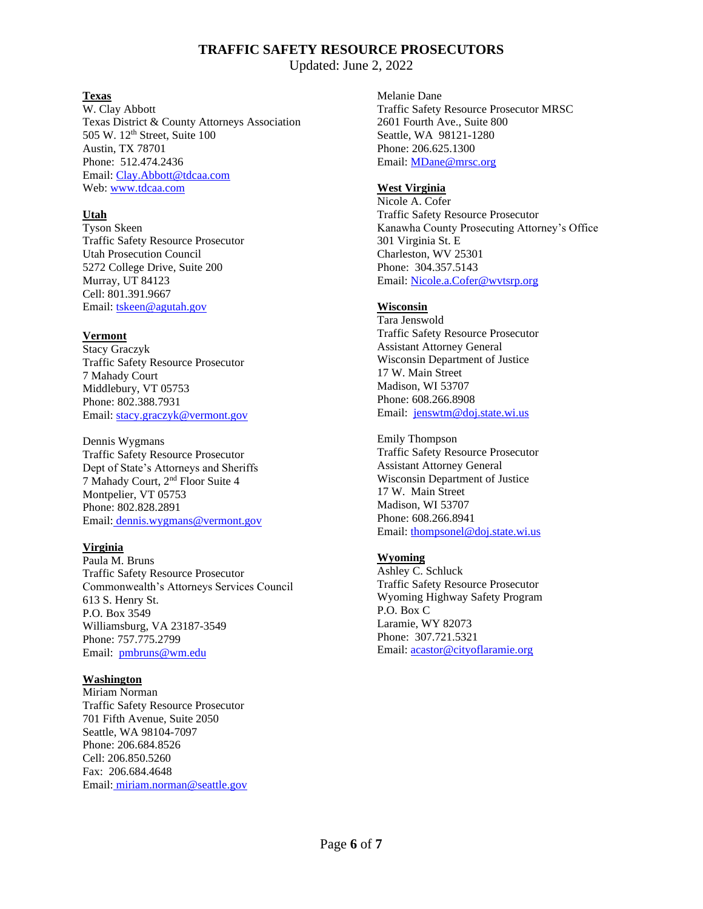# TRAFFIC SAFETY RESOURCE PROSECUTORS

Updated: June 2, 2022

**Texas**

W. Clay Abbott
Texas District & County Attorneys Association
505 W. 12th Street, Suite 100
Austin, TX 78701
Phone: 512.474.2436
Email: Clay.Abbott@tdcaa.com
Web: www.tdcaa.com

**Utah**

Tyson Skeen
Traffic Safety Resource Prosecutor
Utah Prosecution Council
5272 College Drive, Suite 200
Murray, UT 84123
Cell: 801.391.9667
Email: tskeen@agutah.gov

**Vermont**

Stacy Graczyk
Traffic Safety Resource Prosecutor
7 Mahady Court
Middlebury, VT 05753
Phone: 802.388.7931
Email: stacy.graczyk@vermont.gov

Dennis Wygmans
Traffic Safety Resource Prosecutor
Dept of State's Attorneys and Sheriffs
7 Mahady Court, 2nd Floor Suite 4
Montpelier, VT 05753
Phone: 802.828.2891
Email: dennis.wygmans@vermont.gov

**Virginia**

Paula M. Bruns
Traffic Safety Resource Prosecutor
Commonwealth's Attorneys Services Council
613 S. Henry St.
P.O. Box 3549
Williamsburg, VA 23187-3549
Phone: 757.775.2799
Email: pmbruns@wm.edu

**Washington**

Miriam Norman
Traffic Safety Resource Prosecutor
701 Fifth Avenue, Suite 2050
Seattle, WA 98104-7097
Phone: 206.684.8526
Cell: 206.850.5260
Fax: 206.684.4648
Email: miriam.norman@seattle.gov

Melanie Dane
Traffic Safety Resource Prosecutor MRSC
2601 Fourth Ave., Suite 800
Seattle, WA 98121-1280
Phone: 206.625.1300
Email: MDane@mrsc.org

**West Virginia**

Nicole A. Cofer
Traffic Safety Resource Prosecutor
Kanawha County Prosecuting Attorney's Office
301 Virginia St. E
Charleston, WV 25301
Phone: 304.357.5143
Email: Nicole.a.Cofer@wvtsrp.org

**Wisconsin**

Tara Jenswold
Traffic Safety Resource Prosecutor
Assistant Attorney General
Wisconsin Department of Justice
17 W. Main Street
Madison, WI 53707
Phone: 608.266.8908
Email: jenswtm@doj.state.wi.us

Emily Thompson
Traffic Safety Resource Prosecutor
Assistant Attorney General
Wisconsin Department of Justice
17 W. Main Street
Madison, WI 53707
Phone: 608.266.8941
Email: thompsonel@doj.state.wi.us

**Wyoming**

Ashley C. Schluck
Traffic Safety Resource Prosecutor
Wyoming Highway Safety Program
P.O. Box C
Laramie, WY 82073
Phone: 307.721.5321
Email: acastor@cityoflaramie.org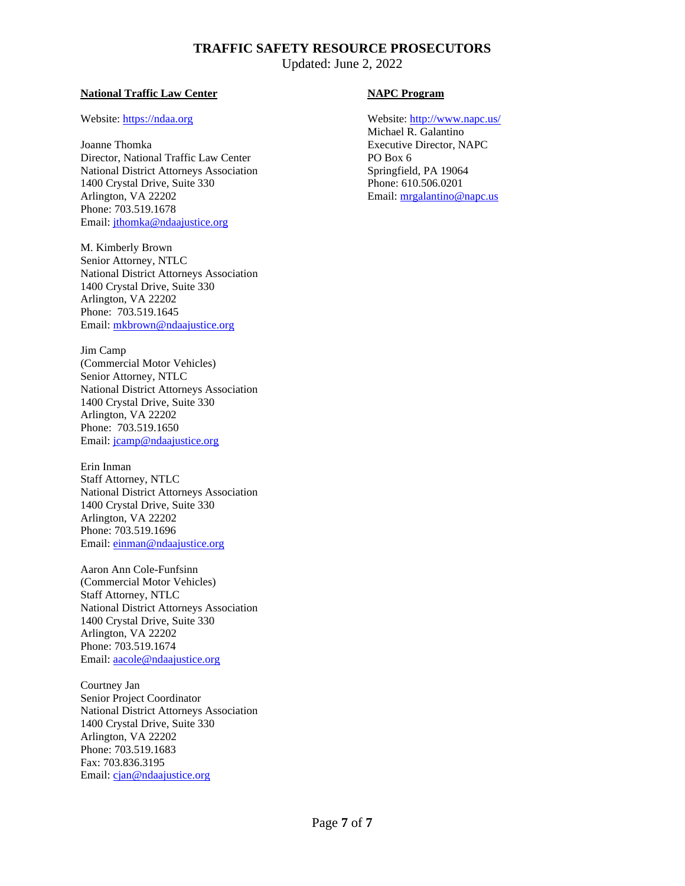# TRAFFIC SAFETY RESOURCE PROSECUTORS

Updated: June 2, 2022

**National Traffic Law Center**

Website: https://ndaa.org

Joanne Thomka
Director, National Traffic Law Center
National District Attorneys Association
1400 Crystal Drive, Suite 330
Arlington, VA 22202
Phone: 703.519.1678
Email: jthomka@ndaajustice.org

M. Kimberly Brown
Senior Attorney, NTLC
National District Attorneys Association
1400 Crystal Drive, Suite 330
Arlington, VA 22202
Phone: 703.519.1645
Email: mkbrown@ndaajustice.org

Jim Camp
(Commercial Motor Vehicles)
Senior Attorney, NTLC
National District Attorneys Association
1400 Crystal Drive, Suite 330
Arlington, VA 22202
Phone: 703.519.1650
Email: jcamp@ndaajustice.org

Erin Inman
Staff Attorney, NTLC
National District Attorneys Association
1400 Crystal Drive, Suite 330
Arlington, VA 22202
Phone: 703.519.1696
Email: einman@ndaajustice.org

Aaron Ann Cole-Funfsinn
(Commercial Motor Vehicles)
Staff Attorney, NTLC
National District Attorneys Association
1400 Crystal Drive, Suite 330
Arlington, VA 22202
Phone: 703.519.1674
Email: aacole@ndaajustice.org

Courtney Jan
Senior Project Coordinator
National District Attorneys Association
1400 Crystal Drive, Suite 330
Arlington, VA 22202
Phone: 703.519.1683
Fax: 703.836.3195
Email: cjan@ndaajustice.org

**NAPC Program**

Website: http://www.napc.us/
Michael R. Galantino
Executive Director, NAPC
PO Box 6
Springfield, PA 19064
Phone: 610.506.0201
Email: mrgalantino@napc.us